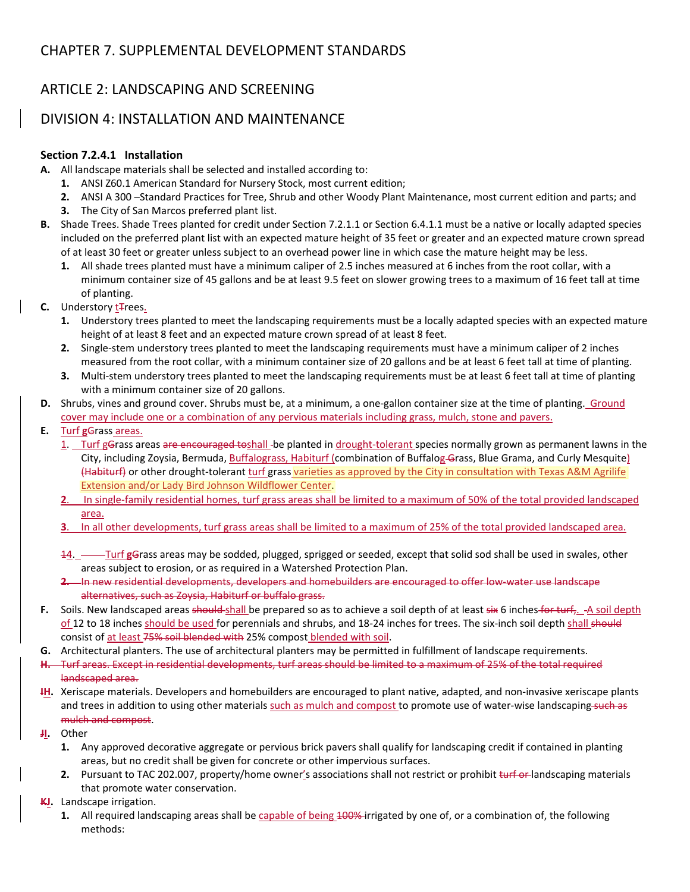# CHAPTER 7. SUPPLEMENTAL DEVELOPMENT STANDARDS

## ARTICLE 2: LANDSCAPING AND SCREENING

## DIVISION 4: INSTALLATION AND MAINTENANCE

### Section 7.2.4.1 Installation

**A.** All landscape materials shall be selected and installed according to:

- **1.** ANSI Z60.1 American Standard for Nursery Stock, most current edition;
- **2.** ANSI A 300 –Standard Practices for Tree, Shrub and other Woody Plant Maintenance, most current edition and parts; and
- **3.** The City of San Marcos preferred plant list.

**B.** Shade Trees. Shade Trees planted for credit under Section 7.2.1.1 or Section 6.4.1.1 must be a native or locally adapted species included on the preferred plant list with an expected mature height of 35 feet or greater and an expected mature crown spread of at least 30 feet or greater unless subject to an overhead power line in which case the mature height may be less.

- **1.** All shade trees planted must have a minimum caliper of 2.5 inches measured at 6 inches from the root collar, with a minimum container size of 45 gallons and be at least 9.5 feet on slower growing trees to a maximum of 16 feet tall at time of planting.

**C.** Understory t~~T~~rees.

- **1.** Understory trees planted to meet the landscaping requirements must be a locally adapted species with an expected mature height of at least 8 feet and an expected mature crown spread of at least 8 feet.
- **2.** Single-stem understory trees planted to meet the landscaping requirements must have a minimum caliper of 2 inches measured from the root collar, with a minimum container size of 20 gallons and be at least 6 feet tall at time of planting.
- **3.** Multi-stem understory trees planted to meet the landscaping requirements must be at least 6 feet tall at time of planting with a minimum container size of 20 gallons.

**D.** Shrubs, vines and ground cover. Shrubs must be, at a minimum, a one-gallon container size at the time of planting. Ground cover may include one or a combination of any pervious materials including grass, mulch, stone and pavers.

**E.** Turf g~~G~~rass areas.

- 1. Turf g~~G~~rass areas ~~are encouraged to~~shall be planted in drought-tolerant species normally grown as permanent lawns in the City, including Zoysia, Bermuda, Buffalograss, Habiturf (combination of Buffalog~~-G~~rass, Blue Grama, and Curly Mesquite) ~~(Habiturf)~~ or other drought-tolerant turf grass varieties as approved by the City in consultation with Texas A&M Agrilife Extension and/or Lady Bird Johnson Wildflower Center.
- **2.** In single-family residential homes, turf grass areas shall be limited to a maximum of 50% of the total provided landscaped area.
- **3.** In all other developments, turf grass areas shall be limited to a maximum of 25% of the total provided landscaped area.
- ~~1~~4. Turf g~~G~~rass areas may be sodded, plugged, sprigged or seeded, except that solid sod shall be used in swales, other areas subject to erosion, or as required in a Watershed Protection Plan.
- ~~**2.** In new residential developments, developers and homebuilders are encouraged to offer low-water use landscape alternatives, such as Zoysia, Habiturf or buffalo grass.~~

**F.** Soils. New landscaped areas ~~should~~ shall be prepared so as to achieve a soil depth of at least ~~six~~ 6 inches ~~for turf,~~. A soil depth of 12 to 18 inches should be used for perennials and shrubs, and 18-24 inches for trees. The six-inch soil depth shall ~~should~~ consist of at least ~~75% soil blended with~~ 25% compost blended with soil.

**G.** Architectural planters. The use of architectural planters may be permitted in fulfillment of landscape requirements.

~~**H.** Turf areas. Except in residential developments, turf areas should be limited to a maximum of 25% of the total required landscaped area.~~

**~~I~~H.** Xeriscape materials. Developers and homebuilders are encouraged to plant native, adapted, and non-invasive xeriscape plants and trees in addition to using other materials such as mulch and compost to promote use of water-wise landscaping ~~such as mulch and compost~~.

**~~J~~I.** Other

- **1.** Any approved decorative aggregate or pervious brick pavers shall qualify for landscaping credit if contained in planting areas, but no credit shall be given for concrete or other impervious surfaces.
- **2.** Pursuant to TAC 202.007, property/home owner's associations shall not restrict or prohibit ~~turf or~~ landscaping materials that promote water conservation.

**~~K~~J.** Landscape irrigation.

- **1.** All required landscaping areas shall be capable of being ~~100%~~ irrigated by one of, or a combination of, the following methods: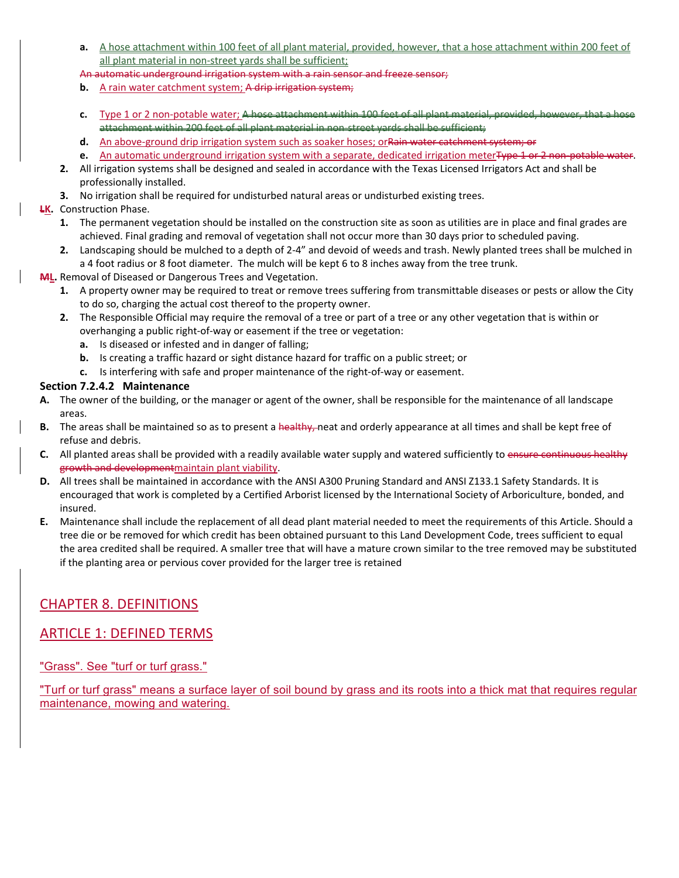a. A hose attachment within 100 feet of all plant material, provided, however, that a hose attachment within 200 feet of all plant material in non-street yards shall be sufficient;

~~An automatic underground irrigation system with a rain sensor and freeze sensor;~~

b. A rain water catchment system; ~~A drip irrigation system;~~

c. Type 1 or 2 non-potable water; ~~A hose attachment within 100 feet of all plant material, provided, however, that a hose attachment within 200 feet of all plant material in non-street yards shall be sufficient;~~

d. An above-ground drip irrigation system such as soaker hoses; or~~Rain water catchment system; or~~

e. An automatic underground irrigation system with a separate, dedicated irrigation meter~~Type 1 or 2 non-potable water~~.

2. All irrigation systems shall be designed and sealed in accordance with the Texas Licensed Irrigators Act and shall be professionally installed.

3. No irrigation shall be required for undisturbed natural areas or undisturbed existing trees.

**~~L~~K.** Construction Phase.

1. The permanent vegetation should be installed on the construction site as soon as utilities are in place and final grades are achieved. Final grading and removal of vegetation shall not occur more than 30 days prior to scheduled paving.

2. Landscaping should be mulched to a depth of 2-4" and devoid of weeds and trash. Newly planted trees shall be mulched in a 4 foot radius or 8 foot diameter. The mulch will be kept 6 to 8 inches away from the tree trunk.

**~~M~~L.** Removal of Diseased or Dangerous Trees and Vegetation.

1. A property owner may be required to treat or remove trees suffering from transmittable diseases or pests or allow the City to do so, charging the actual cost thereof to the property owner.

2. The Responsible Official may require the removal of a tree or part of a tree or any other vegetation that is within or overhanging a public right-of-way or easement if the tree or vegetation:
   a. Is diseased or infested and in danger of falling;
   b. Is creating a traffic hazard or sight distance hazard for traffic on a public street; or
   c. Is interfering with safe and proper maintenance of the right-of-way or easement.

**Section 7.2.4.2 Maintenance**

A. The owner of the building, or the manager or agent of the owner, shall be responsible for the maintenance of all landscape areas.

B. The areas shall be maintained so as to present a ~~healthy,~~ neat and orderly appearance at all times and shall be kept free of refuse and debris.

C. All planted areas shall be provided with a readily available water supply and watered sufficiently to ~~ensure continuous healthy growth and development~~maintain plant viability.

D. All trees shall be maintained in accordance with the ANSI A300 Pruning Standard and ANSI Z133.1 Safety Standards. It is encouraged that work is completed by a Certified Arborist licensed by the International Society of Arboriculture, bonded, and insured.

E. Maintenance shall include the replacement of all dead plant material needed to meet the requirements of this Article. Should a tree die or be removed for which credit has been obtained pursuant to this Land Development Code, trees sufficient to equal the area credited shall be required. A smaller tree that will have a mature crown similar to the tree removed may be substituted if the planting area or pervious cover provided for the larger tree is retained

## CHAPTER 8. DEFINITIONS

## ARTICLE 1: DEFINED TERMS

"Grass". See "turf or turf grass."

"Turf or turf grass" means a surface layer of soil bound by grass and its roots into a thick mat that requires regular maintenance, mowing and watering.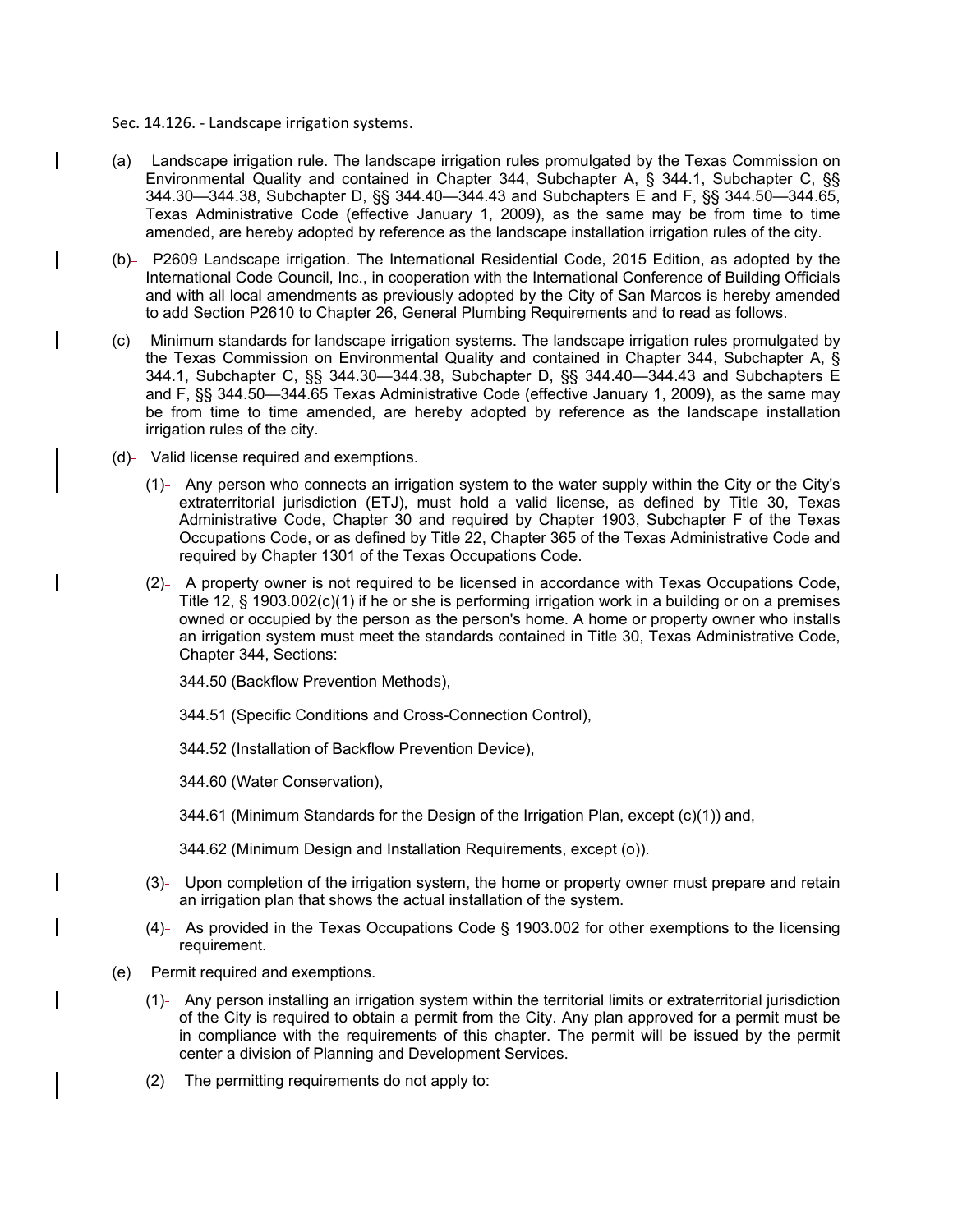Sec. 14.126. - Landscape irrigation systems.

(a) Landscape irrigation rule. The landscape irrigation rules promulgated by the Texas Commission on Environmental Quality and contained in Chapter 344, Subchapter A, § 344.1, Subchapter C, §§ 344.30—344.38, Subchapter D, §§ 344.40—344.43 and Subchapters E and F, §§ 344.50—344.65, Texas Administrative Code (effective January 1, 2009), as the same may be from time to time amended, are hereby adopted by reference as the landscape installation irrigation rules of the city.

(b) P2609 Landscape irrigation. The International Residential Code, 2015 Edition, as adopted by the International Code Council, Inc., in cooperation with the International Conference of Building Officials and with all local amendments as previously adopted by the City of San Marcos is hereby amended to add Section P2610 to Chapter 26, General Plumbing Requirements and to read as follows.

(c) Minimum standards for landscape irrigation systems. The landscape irrigation rules promulgated by the Texas Commission on Environmental Quality and contained in Chapter 344, Subchapter A, § 344.1, Subchapter C, §§ 344.30—344.38, Subchapter D, §§ 344.40—344.43 and Subchapters E and F, §§ 344.50—344.65 Texas Administrative Code (effective January 1, 2009), as the same may be from time to time amended, are hereby adopted by reference as the landscape installation irrigation rules of the city.

(d) Valid license required and exemptions.

(1) Any person who connects an irrigation system to the water supply within the City or the City's extraterritorial jurisdiction (ETJ), must hold a valid license, as defined by Title 30, Texas Administrative Code, Chapter 30 and required by Chapter 1903, Subchapter F of the Texas Occupations Code, or as defined by Title 22, Chapter 365 of the Texas Administrative Code and required by Chapter 1301 of the Texas Occupations Code.

(2) A property owner is not required to be licensed in accordance with Texas Occupations Code, Title 12, § 1903.002(c)(1) if he or she is performing irrigation work in a building or on a premises owned or occupied by the person as the person's home. A home or property owner who installs an irrigation system must meet the standards contained in Title 30, Texas Administrative Code, Chapter 344, Sections:

344.50 (Backflow Prevention Methods),

344.51 (Specific Conditions and Cross-Connection Control),

344.52 (Installation of Backflow Prevention Device),

344.60 (Water Conservation),

344.61 (Minimum Standards for the Design of the Irrigation Plan, except (c)(1)) and,

344.62 (Minimum Design and Installation Requirements, except (o)).

(3) Upon completion of the irrigation system, the home or property owner must prepare and retain an irrigation plan that shows the actual installation of the system.

(4) As provided in the Texas Occupations Code § 1903.002 for other exemptions to the licensing requirement.

(e) Permit required and exemptions.

(1) Any person installing an irrigation system within the territorial limits or extraterritorial jurisdiction of the City is required to obtain a permit from the City. Any plan approved for a permit must be in compliance with the requirements of this chapter. The permit will be issued by the permit center a division of Planning and Development Services.

(2) The permitting requirements do not apply to: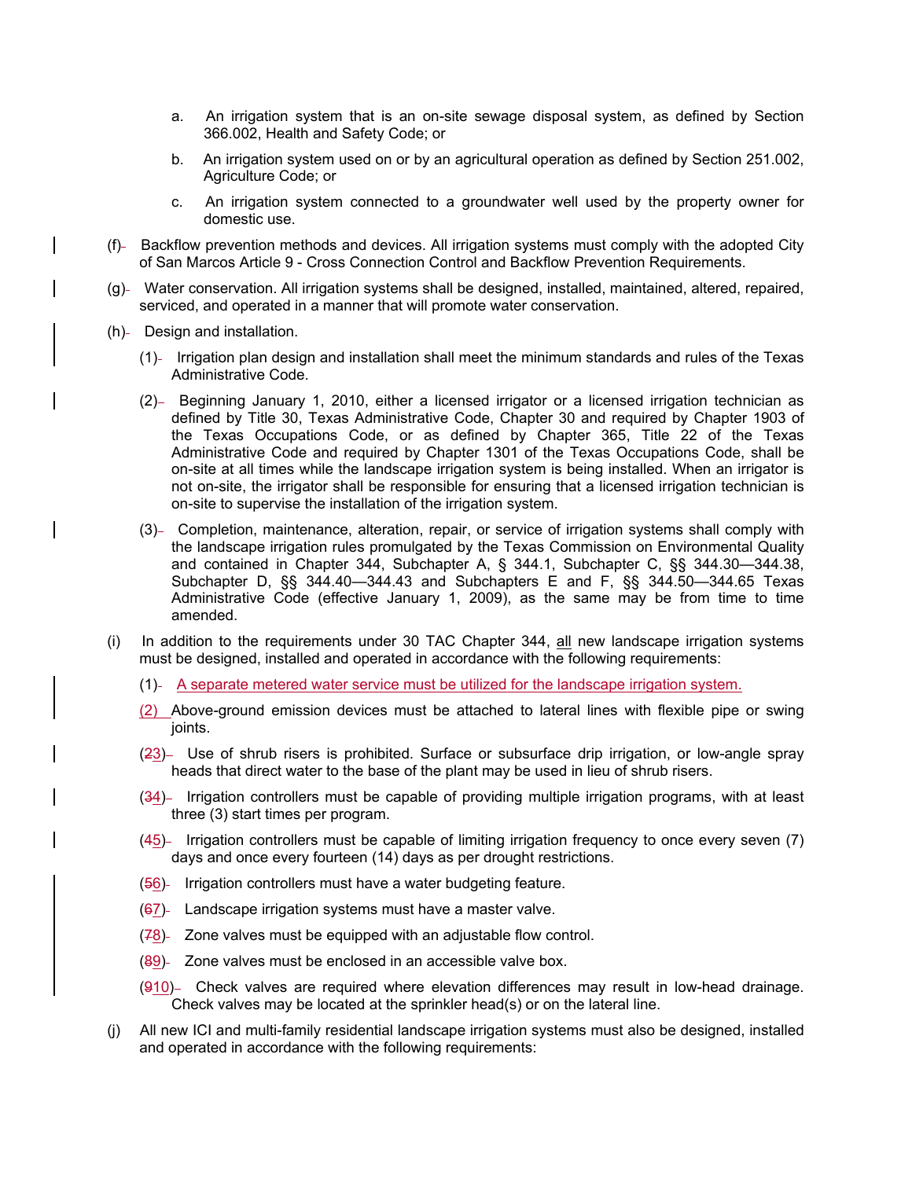a. An irrigation system that is an on-site sewage disposal system, as defined by Section 366.002, Health and Safety Code; or

b. An irrigation system used on or by an agricultural operation as defined by Section 251.002, Agriculture Code; or

c. An irrigation system connected to a groundwater well used by the property owner for domestic use.

(f) Backflow prevention methods and devices. All irrigation systems must comply with the adopted City of San Marcos Article 9 - Cross Connection Control and Backflow Prevention Requirements.

(g) Water conservation. All irrigation systems shall be designed, installed, maintained, altered, repaired, serviced, and operated in a manner that will promote water conservation.

(h) Design and installation.

(1) Irrigation plan design and installation shall meet the minimum standards and rules of the Texas Administrative Code.

(2) Beginning January 1, 2010, either a licensed irrigator or a licensed irrigation technician as defined by Title 30, Texas Administrative Code, Chapter 30 and required by Chapter 1903 of the Texas Occupations Code, or as defined by Chapter 365, Title 22 of the Texas Administrative Code and required by Chapter 1301 of the Texas Occupations Code, shall be on-site at all times while the landscape irrigation system is being installed. When an irrigator is not on-site, the irrigator shall be responsible for ensuring that a licensed irrigation technician is on-site to supervise the installation of the irrigation system.

(3) Completion, maintenance, alteration, repair, or service of irrigation systems shall comply with the landscape irrigation rules promulgated by the Texas Commission on Environmental Quality and contained in Chapter 344, Subchapter A, § 344.1, Subchapter C, §§ 344.30—344.38, Subchapter D, §§ 344.40—344.43 and Subchapters E and F, §§ 344.50—344.65 Texas Administrative Code (effective January 1, 2009), as the same may be from time to time amended.

(i) In addition to the requirements under 30 TAC Chapter 344, <u>all</u> new landscape irrigation systems must be designed, installed and operated in accordance with the following requirements:

(1) <u>A separate metered water service must be utilized for the landscape irrigation system.</u>

<u>(2)</u> Above-ground emission devices must be attached to lateral lines with flexible pipe or swing joints.

(~~2~~<u>3</u>) Use of shrub risers is prohibited. Surface or subsurface drip irrigation, or low-angle spray heads that direct water to the base of the plant may be used in lieu of shrub risers.

(~~3~~<u>4</u>) Irrigation controllers must be capable of providing multiple irrigation programs, with at least three (3) start times per program.

(~~4~~<u>5</u>) Irrigation controllers must be capable of limiting irrigation frequency to once every seven (7) days and once every fourteen (14) days as per drought restrictions.

(~~5~~<u>6</u>) Irrigation controllers must have a water budgeting feature.

(~~6~~<u>7</u>) Landscape irrigation systems must have a master valve.

(~~7~~<u>8</u>) Zone valves must be equipped with an adjustable flow control.

(~~8~~<u>9</u>) Zone valves must be enclosed in an accessible valve box.

(~~9~~<u>10</u>) Check valves are required where elevation differences may result in low-head drainage. Check valves may be located at the sprinkler head(s) or on the lateral line.

(j) All new ICI and multi-family residential landscape irrigation systems must also be designed, installed and operated in accordance with the following requirements: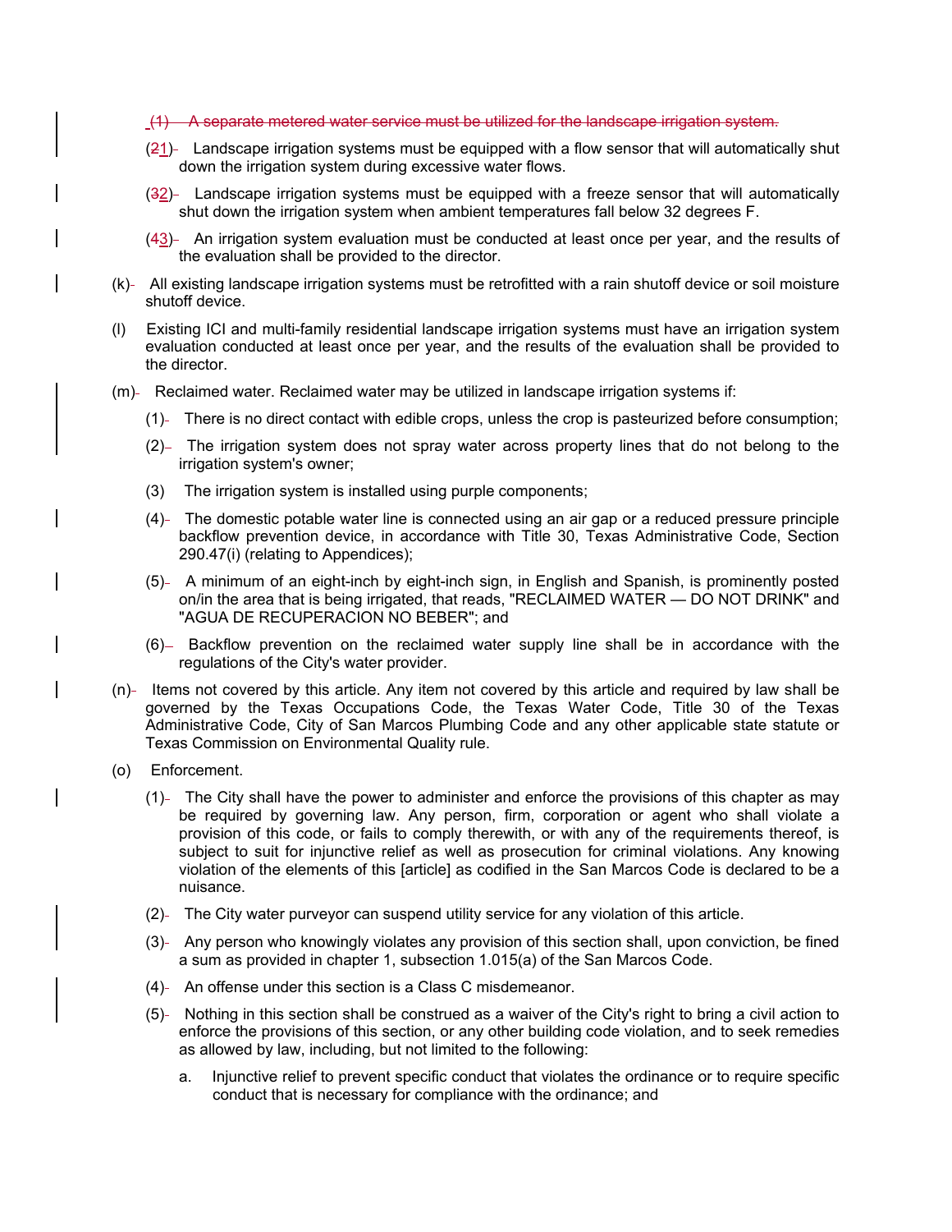~~(1) A separate metered water service must be utilized for the landscape irrigation system.~~

(~~2~~1) Landscape irrigation systems must be equipped with a flow sensor that will automatically shut down the irrigation system during excessive water flows.

(~~3~~2) Landscape irrigation systems must be equipped with a freeze sensor that will automatically shut down the irrigation system when ambient temperatures fall below 32 degrees F.

(~~4~~3) An irrigation system evaluation must be conducted at least once per year, and the results of the evaluation shall be provided to the director.

(k) All existing landscape irrigation systems must be retrofitted with a rain shutoff device or soil moisture shutoff device.

(l) Existing ICI and multi-family residential landscape irrigation systems must have an irrigation system evaluation conducted at least once per year, and the results of the evaluation shall be provided to the director.

(m) Reclaimed water. Reclaimed water may be utilized in landscape irrigation systems if:

(1) There is no direct contact with edible crops, unless the crop is pasteurized before consumption;

(2) The irrigation system does not spray water across property lines that do not belong to the irrigation system's owner;

(3) The irrigation system is installed using purple components;

(4) The domestic potable water line is connected using an air gap or a reduced pressure principle backflow prevention device, in accordance with Title 30, Texas Administrative Code, Section 290.47(i) (relating to Appendices);

(5) A minimum of an eight-inch by eight-inch sign, in English and Spanish, is prominently posted on/in the area that is being irrigated, that reads, "RECLAIMED WATER — DO NOT DRINK" and "AGUA DE RECUPERACION NO BEBER"; and

(6) Backflow prevention on the reclaimed water supply line shall be in accordance with the regulations of the City's water provider.

(n) Items not covered by this article. Any item not covered by this article and required by law shall be governed by the Texas Occupations Code, the Texas Water Code, Title 30 of the Texas Administrative Code, City of San Marcos Plumbing Code and any other applicable state statute or Texas Commission on Environmental Quality rule.

(o) Enforcement.

(1) The City shall have the power to administer and enforce the provisions of this chapter as may be required by governing law. Any person, firm, corporation or agent who shall violate a provision of this code, or fails to comply therewith, or with any of the requirements thereof, is subject to suit for injunctive relief as well as prosecution for criminal violations. Any knowing violation of the elements of this [article] as codified in the San Marcos Code is declared to be a nuisance.

(2) The City water purveyor can suspend utility service for any violation of this article.

(3) Any person who knowingly violates any provision of this section shall, upon conviction, be fined a sum as provided in chapter 1, subsection 1.015(a) of the San Marcos Code.

(4) An offense under this section is a Class C misdemeanor.

(5) Nothing in this section shall be construed as a waiver of the City's right to bring a civil action to enforce the provisions of this section, or any other building code violation, and to seek remedies as allowed by law, including, but not limited to the following:

a. Injunctive relief to prevent specific conduct that violates the ordinance or to require specific conduct that is necessary for compliance with the ordinance; and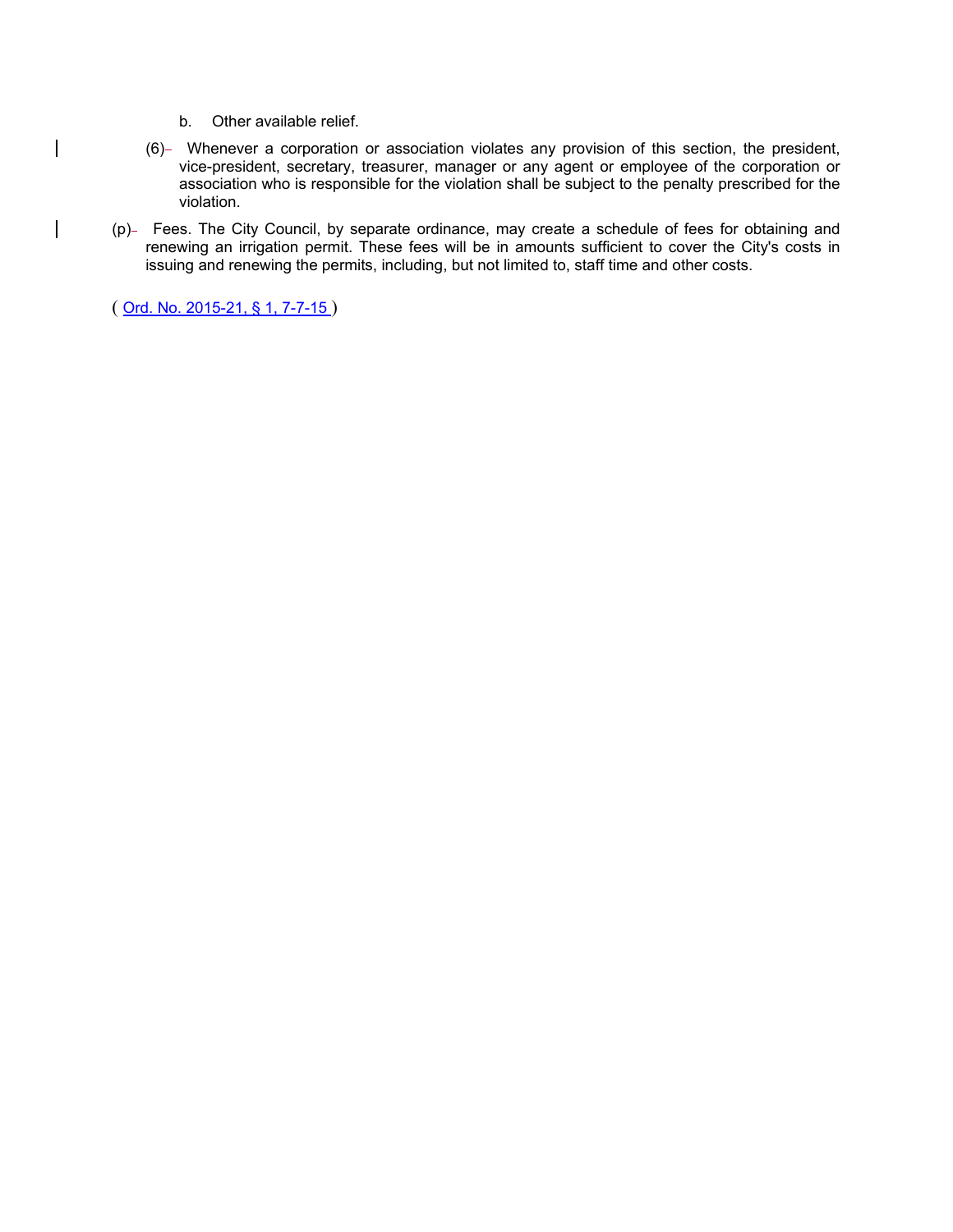b. Other available relief.

(6) Whenever a corporation or association violates any provision of this section, the president, vice-president, secretary, treasurer, manager or any agent or employee of the corporation or association who is responsible for the violation shall be subject to the penalty prescribed for the violation.

(p) Fees. The City Council, by separate ordinance, may create a schedule of fees for obtaining and renewing an irrigation permit. These fees will be in amounts sufficient to cover the City's costs in issuing and renewing the permits, including, but not limited to, staff time and other costs.

( Ord. No. 2015-21, § 1, 7-7-15 )